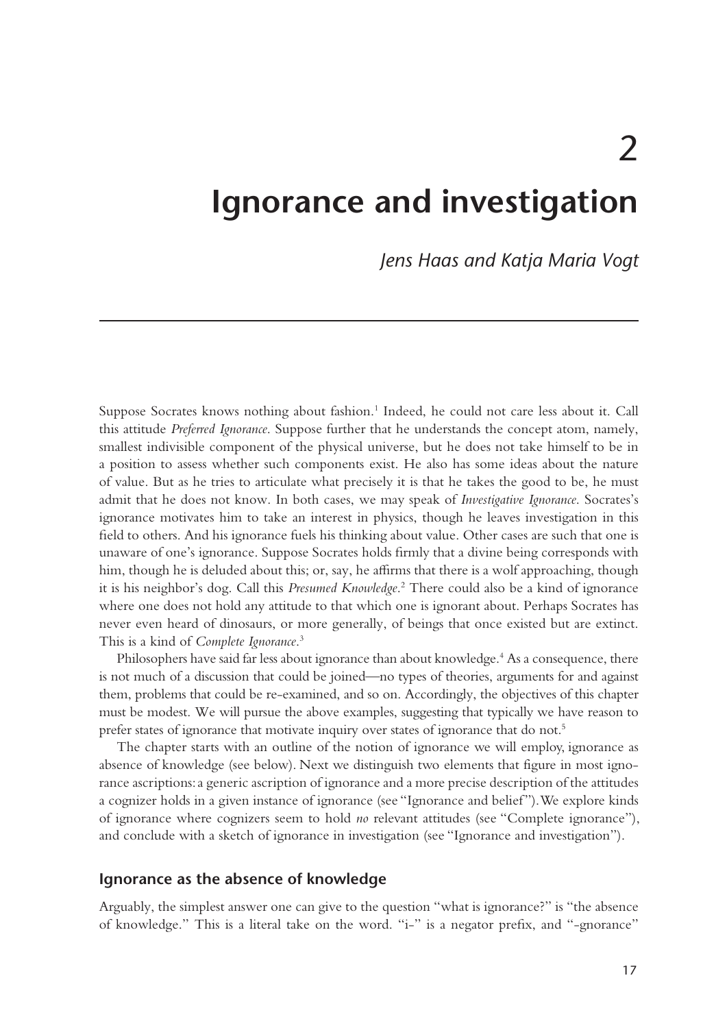# 2

# Ignorance and investigation

*Jens Haas and Katja Maria Vogt*

Suppose Socrates knows nothing about fashion.[1] Indeed, he could not care less about it. Call this attitude *Preferred Ignorance*. Suppose further that he understands the concept atom, namely, smallest indivisible component of the physical universe, but he does not take himself to be in a position to assess whether such components exist. He also has some ideas about the nature of value. But as he tries to articulate what precisely it is that he takes the good to be, he must admit that he does not know. In both cases, we may speak of *Investigative Ignorance*. Socrates's ignorance motivates him to take an interest in physics, though he leaves investigation in this field to others. And his ignorance fuels his thinking about value. Other cases are such that one is unaware of one's ignorance. Suppose Socrates holds firmly that a divine being corresponds with him, though he is deluded about this; or, say, he affirms that there is a wolf approaching, though it is his neighbor's dog. Call this *Presumed Knowledge*.[2] There could also be a kind of ignorance where one does not hold any attitude to that which one is ignorant about. Perhaps Socrates has never even heard of dinosaurs, or more generally, of beings that once existed but are extinct. This is a kind of *Complete Ignorance*.[3]

Philosophers have said far less about ignorance than about knowledge.[4] As a consequence, there is not much of a discussion that could be joined—no types of theories, arguments for and against them, problems that could be re-examined, and so on. Accordingly, the objectives of this chapter must be modest. We will pursue the above examples, suggesting that typically we have reason to prefer states of ignorance that motivate inquiry over states of ignorance that do not.[5]

The chapter starts with an outline of the notion of ignorance we will employ, ignorance as absence of knowledge (see below). Next we distinguish two elements that figure in most ignorance ascriptions: a generic ascription of ignorance and a more precise description of the attitudes a cognizer holds in a given instance of ignorance (see "Ignorance and belief"). We explore kinds of ignorance where cognizers seem to hold *no* relevant attitudes (see "Complete ignorance"), and conclude with a sketch of ignorance in investigation (see "Ignorance and investigation").

## Ignorance as the absence of knowledge

Arguably, the simplest answer one can give to the question "what is ignorance?" is "the absence of knowledge." This is a literal take on the word. "i-" is a negator prefix, and "-gnorance"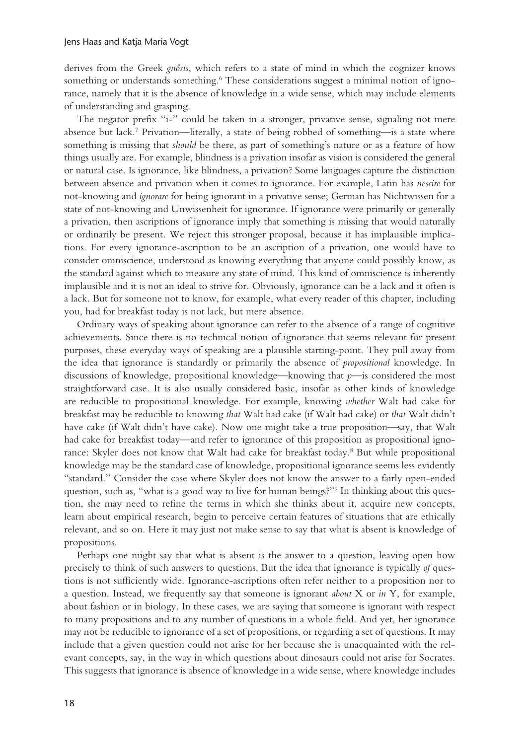derives from the Greek *gnôsis*, which refers to a state of mind in which the cognizer knows something or understands something.[6] These considerations suggest a minimal notion of ignorance, namely that it is the absence of knowledge in a wide sense, which may include elements of understanding and grasping.

The negator prefix "i-" could be taken in a stronger, privative sense, signaling not mere absence but lack.[7] Privation—literally, a state of being robbed of something—is a state where something is missing that *should* be there, as part of something's nature or as a feature of how things usually are. For example, blindness is a privation insofar as vision is considered the general or natural case. Is ignorance, like blindness, a privation? Some languages capture the distinction between absence and privation when it comes to ignorance. For example, Latin has *nescire* for not-knowing and *ignorare* for being ignorant in a privative sense; German has Nichtwissen for a state of not-knowing and Unwissenheit for ignorance. If ignorance were primarily or generally a privation, then ascriptions of ignorance imply that something is missing that would naturally or ordinarily be present. We reject this stronger proposal, because it has implausible implications. For every ignorance-ascription to be an ascription of a privation, one would have to consider omniscience, understood as knowing everything that anyone could possibly know, as the standard against which to measure any state of mind. This kind of omniscience is inherently implausible and it is not an ideal to strive for. Obviously, ignorance can be a lack and it often is a lack. But for someone not to know, for example, what every reader of this chapter, including you, had for breakfast today is not lack, but mere absence.

Ordinary ways of speaking about ignorance can refer to the absence of a range of cognitive achievements. Since there is no technical notion of ignorance that seems relevant for present purposes, these everyday ways of speaking are a plausible starting-point. They pull away from the idea that ignorance is standardly or primarily the absence of *propositional* knowledge. In discussions of knowledge, propositional knowledge—knowing that *p*—is considered the most straightforward case. It is also usually considered basic, insofar as other kinds of knowledge are reducible to propositional knowledge. For example, knowing *whether* Walt had cake for breakfast may be reducible to knowing *that* Walt had cake (if Walt had cake) or *that* Walt didn't have cake (if Walt didn't have cake). Now one might take a true proposition—say, that Walt had cake for breakfast today—and refer to ignorance of this proposition as propositional ignorance: Skyler does not know that Walt had cake for breakfast today.[8] But while propositional knowledge may be the standard case of knowledge, propositional ignorance seems less evidently "standard." Consider the case where Skyler does not know the answer to a fairly open-ended question, such as, "what is a good way to live for human beings?"[9] In thinking about this question, she may need to refine the terms in which she thinks about it, acquire new concepts, learn about empirical research, begin to perceive certain features of situations that are ethically relevant, and so on. Here it may just not make sense to say that what is absent is knowledge of propositions.

Perhaps one might say that what is absent is the answer to a question, leaving open how precisely to think of such answers to questions. But the idea that ignorance is typically *of* questions is not sufficiently wide. Ignorance-ascriptions often refer neither to a proposition nor to a question. Instead, we frequently say that someone is ignorant *about* X or *in* Y, for example, about fashion or in biology. In these cases, we are saying that someone is ignorant with respect to many propositions and to any number of questions in a whole field. And yet, her ignorance may not be reducible to ignorance of a set of propositions, or regarding a set of questions. It may include that a given question could not arise for her because she is unacquainted with the relevant concepts, say, in the way in which questions about dinosaurs could not arise for Socrates. This suggests that ignorance is absence of knowledge in a wide sense, where knowledge includes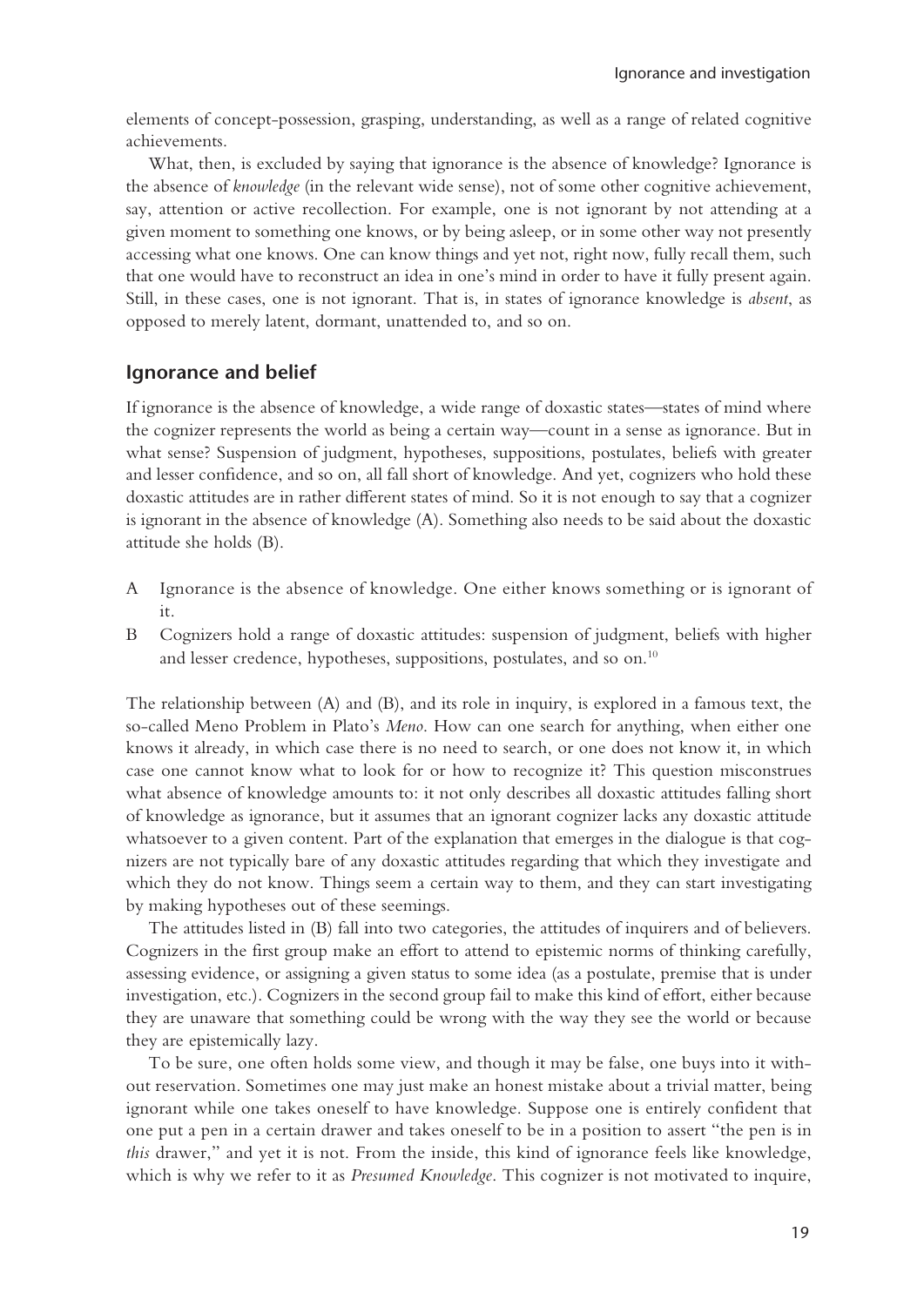elements of concept-possession, grasping, understanding, as well as a range of related cognitive achievements.

What, then, is excluded by saying that ignorance is the absence of knowledge? Ignorance is the absence of *knowledge* (in the relevant wide sense), not of some other cognitive achievement, say, attention or active recollection. For example, one is not ignorant by not attending at a given moment to something one knows, or by being asleep, or in some other way not presently accessing what one knows. One can know things and yet not, right now, fully recall them, such that one would have to reconstruct an idea in one's mind in order to have it fully present again. Still, in these cases, one is not ignorant. That is, in states of ignorance knowledge is *absent*, as opposed to merely latent, dormant, unattended to, and so on.

## Ignorance and belief

If ignorance is the absence of knowledge, a wide range of doxastic states—states of mind where the cognizer represents the world as being a certain way—count in a sense as ignorance. But in what sense? Suspension of judgment, hypotheses, suppositions, postulates, beliefs with greater and lesser confidence, and so on, all fall short of knowledge. And yet, cognizers who hold these doxastic attitudes are in rather different states of mind. So it is not enough to say that a cognizer is ignorant in the absence of knowledge (A). Something also needs to be said about the doxastic attitude she holds (B).

- A Ignorance is the absence of knowledge. One either knows something or is ignorant of it.
- B Cognizers hold a range of doxastic attitudes: suspension of judgment, beliefs with higher and lesser credence, hypotheses, suppositions, postulates, and so on.[10]

The relationship between (A) and (B), and its role in inquiry, is explored in a famous text, the so-called Meno Problem in Plato's *Meno*. How can one search for anything, when either one knows it already, in which case there is no need to search, or one does not know it, in which case one cannot know what to look for or how to recognize it? This question misconstrues what absence of knowledge amounts to: it not only describes all doxastic attitudes falling short of knowledge as ignorance, but it assumes that an ignorant cognizer lacks any doxastic attitude whatsoever to a given content. Part of the explanation that emerges in the dialogue is that cognizers are not typically bare of any doxastic attitudes regarding that which they investigate and which they do not know. Things seem a certain way to them, and they can start investigating by making hypotheses out of these seemings.

The attitudes listed in (B) fall into two categories, the attitudes of inquirers and of believers. Cognizers in the first group make an effort to attend to epistemic norms of thinking carefully, assessing evidence, or assigning a given status to some idea (as a postulate, premise that is under investigation, etc.). Cognizers in the second group fail to make this kind of effort, either because they are unaware that something could be wrong with the way they see the world or because they are epistemically lazy.

To be sure, one often holds some view, and though it may be false, one buys into it without reservation. Sometimes one may just make an honest mistake about a trivial matter, being ignorant while one takes oneself to have knowledge. Suppose one is entirely confident that one put a pen in a certain drawer and takes oneself to be in a position to assert "the pen is in *this* drawer," and yet it is not. From the inside, this kind of ignorance feels like knowledge, which is why we refer to it as *Presumed Knowledge*. This cognizer is not motivated to inquire,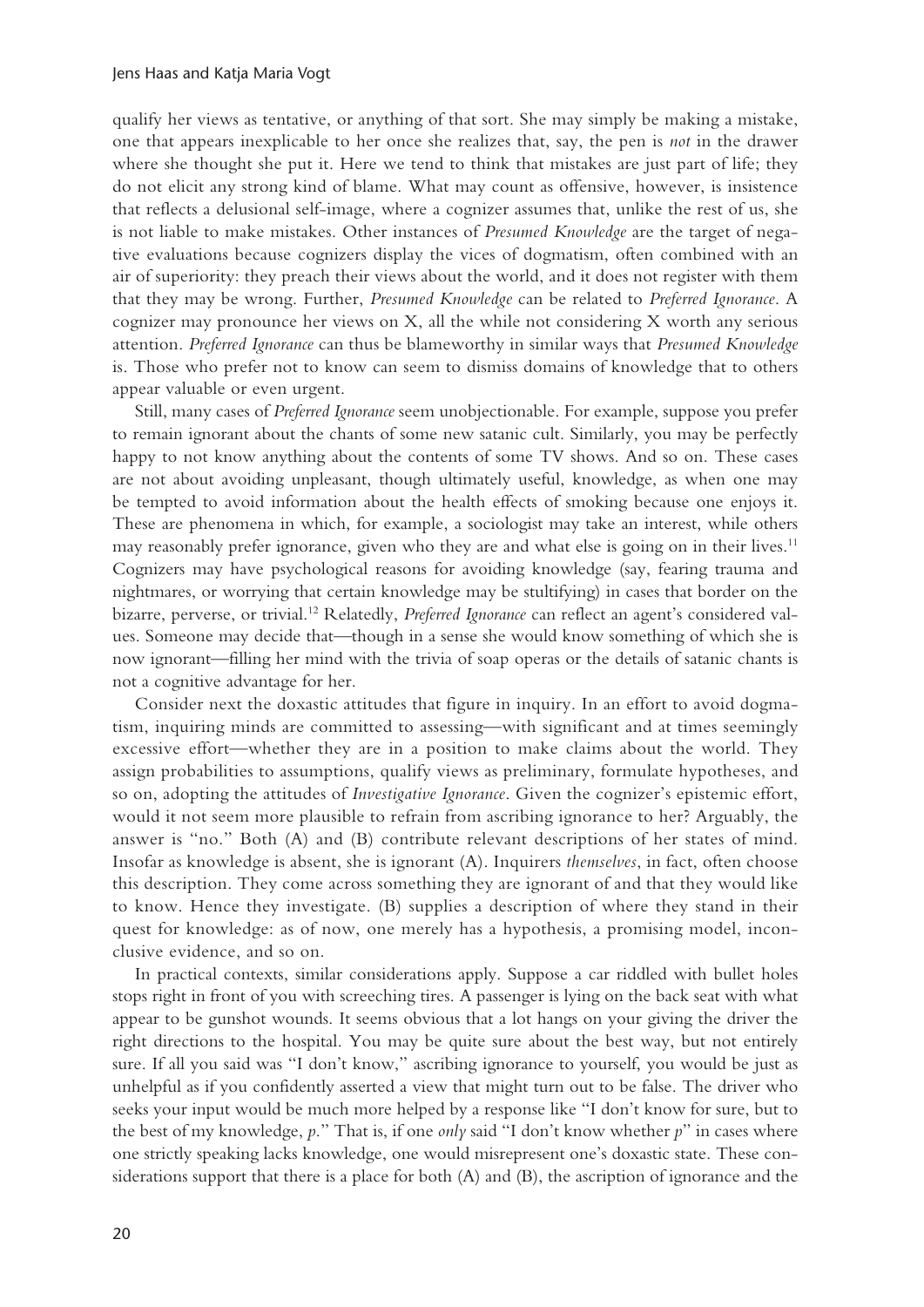qualify her views as tentative, or anything of that sort. She may simply be making a mistake, one that appears inexplicable to her once she realizes that, say, the pen is *not* in the drawer where she thought she put it. Here we tend to think that mistakes are just part of life; they do not elicit any strong kind of blame. What may count as offensive, however, is insistence that reflects a delusional self-image, where a cognizer assumes that, unlike the rest of us, she is not liable to make mistakes. Other instances of *Presumed Knowledge* are the target of negative evaluations because cognizers display the vices of dogmatism, often combined with an air of superiority: they preach their views about the world, and it does not register with them that they may be wrong. Further, *Presumed Knowledge* can be related to *Preferred Ignorance*. A cognizer may pronounce her views on X, all the while not considering X worth any serious attention. *Preferred Ignorance* can thus be blameworthy in similar ways that *Presumed Knowledge* is. Those who prefer not to know can seem to dismiss domains of knowledge that to others appear valuable or even urgent.

Still, many cases of *Preferred Ignorance* seem unobjectionable. For example, suppose you prefer to remain ignorant about the chants of some new satanic cult. Similarly, you may be perfectly happy to not know anything about the contents of some TV shows. And so on. These cases are not about avoiding unpleasant, though ultimately useful, knowledge, as when one may be tempted to avoid information about the health effects of smoking because one enjoys it. These are phenomena in which, for example, a sociologist may take an interest, while others may reasonably prefer ignorance, given who they are and what else is going on in their lives.[11] Cognizers may have psychological reasons for avoiding knowledge (say, fearing trauma and nightmares, or worrying that certain knowledge may be stultifying) in cases that border on the bizarre, perverse, or trivial.[12] Relatedly, *Preferred Ignorance* can reflect an agent's considered values. Someone may decide that—though in a sense she would know something of which she is now ignorant—filling her mind with the trivia of soap operas or the details of satanic chants is not a cognitive advantage for her.

Consider next the doxastic attitudes that figure in inquiry. In an effort to avoid dogmatism, inquiring minds are committed to assessing—with significant and at times seemingly excessive effort—whether they are in a position to make claims about the world. They assign probabilities to assumptions, qualify views as preliminary, formulate hypotheses, and so on, adopting the attitudes of *Investigative Ignorance*. Given the cognizer's epistemic effort, would it not seem more plausible to refrain from ascribing ignorance to her? Arguably, the answer is "no." Both (A) and (B) contribute relevant descriptions of her states of mind. Insofar as knowledge is absent, she is ignorant (A). Inquirers *themselves*, in fact, often choose this description. They come across something they are ignorant of and that they would like to know. Hence they investigate. (B) supplies a description of where they stand in their quest for knowledge: as of now, one merely has a hypothesis, a promising model, inconclusive evidence, and so on.

In practical contexts, similar considerations apply. Suppose a car riddled with bullet holes stops right in front of you with screeching tires. A passenger is lying on the back seat with what appear to be gunshot wounds. It seems obvious that a lot hangs on your giving the driver the right directions to the hospital. You may be quite sure about the best way, but not entirely sure. If all you said was "I don't know," ascribing ignorance to yourself, you would be just as unhelpful as if you confidently asserted a view that might turn out to be false. The driver who seeks your input would be much more helped by a response like "I don't know for sure, but to the best of my knowledge, *p*." That is, if one *only* said "I don't know whether *p*" in cases where one strictly speaking lacks knowledge, one would misrepresent one's doxastic state. These considerations support that there is a place for both (A) and (B), the ascription of ignorance and the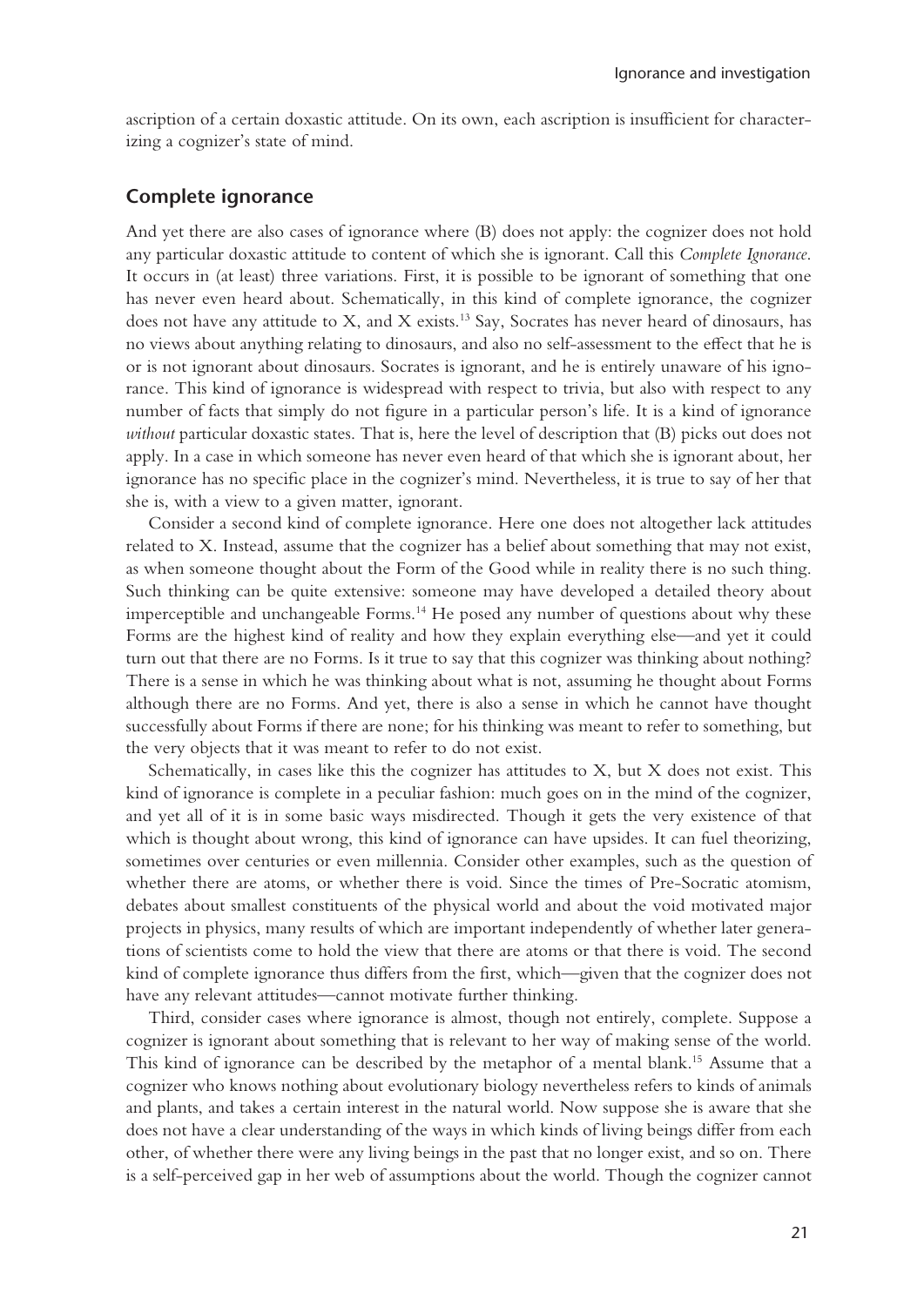ascription of a certain doxastic attitude. On its own, each ascription is insufficient for characterizing a cognizer's state of mind.

## Complete ignorance

And yet there are also cases of ignorance where (B) does not apply: the cognizer does not hold any particular doxastic attitude to content of which she is ignorant. Call this *Complete Ignorance*. It occurs in (at least) three variations. First, it is possible to be ignorant of something that one has never even heard about. Schematically, in this kind of complete ignorance, the cognizer does not have any attitude to X, and X exists.[13] Say, Socrates has never heard of dinosaurs, has no views about anything relating to dinosaurs, and also no self-assessment to the effect that he is or is not ignorant about dinosaurs. Socrates is ignorant, and he is entirely unaware of his ignorance. This kind of ignorance is widespread with respect to trivia, but also with respect to any number of facts that simply do not figure in a particular person's life. It is a kind of ignorance *without* particular doxastic states. That is, here the level of description that (B) picks out does not apply. In a case in which someone has never even heard of that which she is ignorant about, her ignorance has no specific place in the cognizer's mind. Nevertheless, it is true to say of her that she is, with a view to a given matter, ignorant.

Consider a second kind of complete ignorance. Here one does not altogether lack attitudes related to X. Instead, assume that the cognizer has a belief about something that may not exist, as when someone thought about the Form of the Good while in reality there is no such thing. Such thinking can be quite extensive: someone may have developed a detailed theory about imperceptible and unchangeable Forms.[14] He posed any number of questions about why these Forms are the highest kind of reality and how they explain everything else—and yet it could turn out that there are no Forms. Is it true to say that this cognizer was thinking about nothing? There is a sense in which he was thinking about what is not, assuming he thought about Forms although there are no Forms. And yet, there is also a sense in which he cannot have thought successfully about Forms if there are none; for his thinking was meant to refer to something, but the very objects that it was meant to refer to do not exist.

Schematically, in cases like this the cognizer has attitudes to X, but X does not exist. This kind of ignorance is complete in a peculiar fashion: much goes on in the mind of the cognizer, and yet all of it is in some basic ways misdirected. Though it gets the very existence of that which is thought about wrong, this kind of ignorance can have upsides. It can fuel theorizing, sometimes over centuries or even millennia. Consider other examples, such as the question of whether there are atoms, or whether there is void. Since the times of Pre-Socratic atomism, debates about smallest constituents of the physical world and about the void motivated major projects in physics, many results of which are important independently of whether later generations of scientists come to hold the view that there are atoms or that there is void. The second kind of complete ignorance thus differs from the first, which—given that the cognizer does not have any relevant attitudes—cannot motivate further thinking.

Third, consider cases where ignorance is almost, though not entirely, complete. Suppose a cognizer is ignorant about something that is relevant to her way of making sense of the world. This kind of ignorance can be described by the metaphor of a mental blank.[15] Assume that a cognizer who knows nothing about evolutionary biology nevertheless refers to kinds of animals and plants, and takes a certain interest in the natural world. Now suppose she is aware that she does not have a clear understanding of the ways in which kinds of living beings differ from each other, of whether there were any living beings in the past that no longer exist, and so on. There is a self-perceived gap in her web of assumptions about the world. Though the cognizer cannot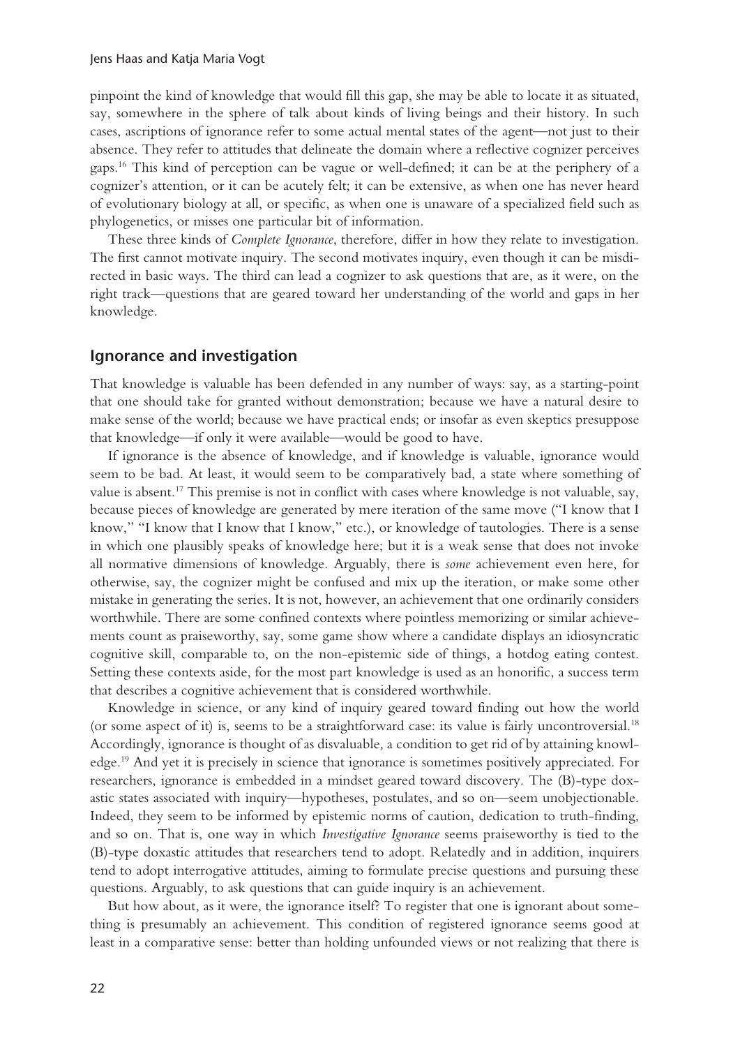pinpoint the kind of knowledge that would fill this gap, she may be able to locate it as situated, say, somewhere in the sphere of talk about kinds of living beings and their history. In such cases, ascriptions of ignorance refer to some actual mental states of the agent—not just to their absence. They refer to attitudes that delineate the domain where a reflective cognizer perceives gaps.[16] This kind of perception can be vague or well-defined; it can be at the periphery of a cognizer's attention, or it can be acutely felt; it can be extensive, as when one has never heard of evolutionary biology at all, or specific, as when one is unaware of a specialized field such as phylogenetics, or misses one particular bit of information.

These three kinds of *Complete Ignorance*, therefore, differ in how they relate to investigation. The first cannot motivate inquiry. The second motivates inquiry, even though it can be misdirected in basic ways. The third can lead a cognizer to ask questions that are, as it were, on the right track—questions that are geared toward her understanding of the world and gaps in her knowledge.

## Ignorance and investigation

That knowledge is valuable has been defended in any number of ways: say, as a starting-point that one should take for granted without demonstration; because we have a natural desire to make sense of the world; because we have practical ends; or insofar as even skeptics presuppose that knowledge—if only it were available—would be good to have.

If ignorance is the absence of knowledge, and if knowledge is valuable, ignorance would seem to be bad. At least, it would seem to be comparatively bad, a state where something of value is absent.[17] This premise is not in conflict with cases where knowledge is not valuable, say, because pieces of knowledge are generated by mere iteration of the same move ("I know that I know," "I know that I know that I know," etc.), or knowledge of tautologies. There is a sense in which one plausibly speaks of knowledge here; but it is a weak sense that does not invoke all normative dimensions of knowledge. Arguably, there is *some* achievement even here, for otherwise, say, the cognizer might be confused and mix up the iteration, or make some other mistake in generating the series. It is not, however, an achievement that one ordinarily considers worthwhile. There are some confined contexts where pointless memorizing or similar achievements count as praiseworthy, say, some game show where a candidate displays an idiosyncratic cognitive skill, comparable to, on the non-epistemic side of things, a hotdog eating contest. Setting these contexts aside, for the most part knowledge is used as an honorific, a success term that describes a cognitive achievement that is considered worthwhile.

Knowledge in science, or any kind of inquiry geared toward finding out how the world (or some aspect of it) is, seems to be a straightforward case: its value is fairly uncontroversial.[18] Accordingly, ignorance is thought of as disvaluable, a condition to get rid of by attaining knowledge.[19] And yet it is precisely in science that ignorance is sometimes positively appreciated. For researchers, ignorance is embedded in a mindset geared toward discovery. The (B)-type doxastic states associated with inquiry—hypotheses, postulates, and so on—seem unobjectionable. Indeed, they seem to be informed by epistemic norms of caution, dedication to truth-finding, and so on. That is, one way in which *Investigative Ignorance* seems praiseworthy is tied to the (B)-type doxastic attitudes that researchers tend to adopt. Relatedly and in addition, inquirers tend to adopt interrogative attitudes, aiming to formulate precise questions and pursuing these questions. Arguably, to ask questions that can guide inquiry is an achievement.

But how about, as it were, the ignorance itself? To register that one is ignorant about something is presumably an achievement. This condition of registered ignorance seems good at least in a comparative sense: better than holding unfounded views or not realizing that there is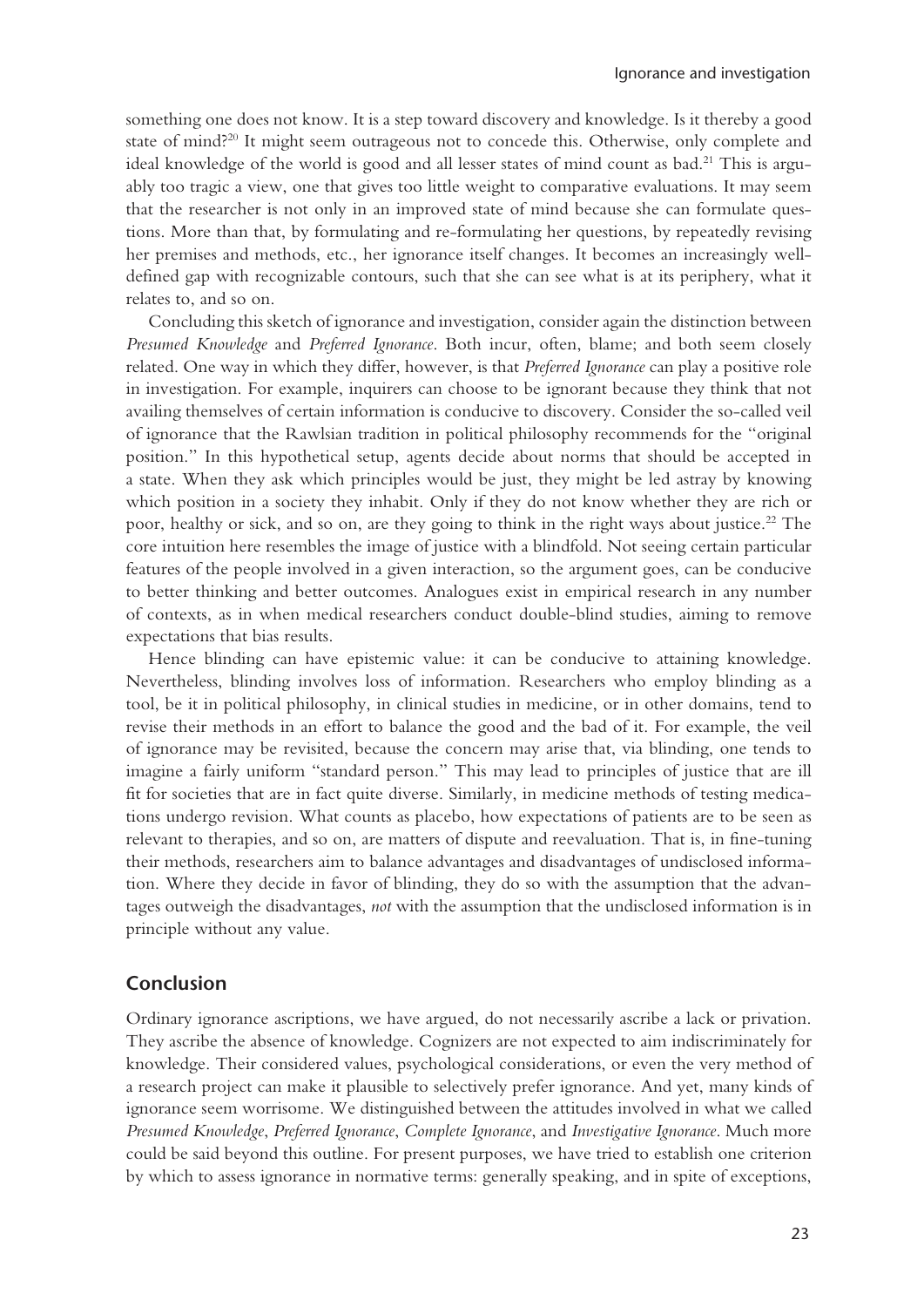something one does not know. It is a step toward discovery and knowledge. Is it thereby a good state of mind?[20] It might seem outrageous not to concede this. Otherwise, only complete and ideal knowledge of the world is good and all lesser states of mind count as bad.[21] This is arguably too tragic a view, one that gives too little weight to comparative evaluations. It may seem that the researcher is not only in an improved state of mind because she can formulate questions. More than that, by formulating and re-formulating her questions, by repeatedly revising her premises and methods, etc., her ignorance itself changes. It becomes an increasingly well-defined gap with recognizable contours, such that she can see what is at its periphery, what it relates to, and so on.

Concluding this sketch of ignorance and investigation, consider again the distinction between *Presumed Knowledge* and *Preferred Ignorance*. Both incur, often, blame; and both seem closely related. One way in which they differ, however, is that *Preferred Ignorance* can play a positive role in investigation. For example, inquirers can choose to be ignorant because they think that not availing themselves of certain information is conducive to discovery. Consider the so-called veil of ignorance that the Rawlsian tradition in political philosophy recommends for the "original position." In this hypothetical setup, agents decide about norms that should be accepted in a state. When they ask which principles would be just, they might be led astray by knowing which position in a society they inhabit. Only if they do not know whether they are rich or poor, healthy or sick, and so on, are they going to think in the right ways about justice.[22] The core intuition here resembles the image of justice with a blindfold. Not seeing certain particular features of the people involved in a given interaction, so the argument goes, can be conducive to better thinking and better outcomes. Analogues exist in empirical research in any number of contexts, as in when medical researchers conduct double-blind studies, aiming to remove expectations that bias results.

Hence blinding can have epistemic value: it can be conducive to attaining knowledge. Nevertheless, blinding involves loss of information. Researchers who employ blinding as a tool, be it in political philosophy, in clinical studies in medicine, or in other domains, tend to revise their methods in an effort to balance the good and the bad of it. For example, the veil of ignorance may be revisited, because the concern may arise that, via blinding, one tends to imagine a fairly uniform "standard person." This may lead to principles of justice that are ill fit for societies that are in fact quite diverse. Similarly, in medicine methods of testing medications undergo revision. What counts as placebo, how expectations of patients are to be seen as relevant to therapies, and so on, are matters of dispute and reevaluation. That is, in fine-tuning their methods, researchers aim to balance advantages and disadvantages of undisclosed information. Where they decide in favor of blinding, they do so with the assumption that the advantages outweigh the disadvantages, *not* with the assumption that the undisclosed information is in principle without any value.

## Conclusion

Ordinary ignorance ascriptions, we have argued, do not necessarily ascribe a lack or privation. They ascribe the absence of knowledge. Cognizers are not expected to aim indiscriminately for knowledge. Their considered values, psychological considerations, or even the very method of a research project can make it plausible to selectively prefer ignorance. And yet, many kinds of ignorance seem worrisome. We distinguished between the attitudes involved in what we called *Presumed Knowledge*, *Preferred Ignorance*, *Complete Ignorance*, and *Investigative Ignorance*. Much more could be said beyond this outline. For present purposes, we have tried to establish one criterion by which to assess ignorance in normative terms: generally speaking, and in spite of exceptions,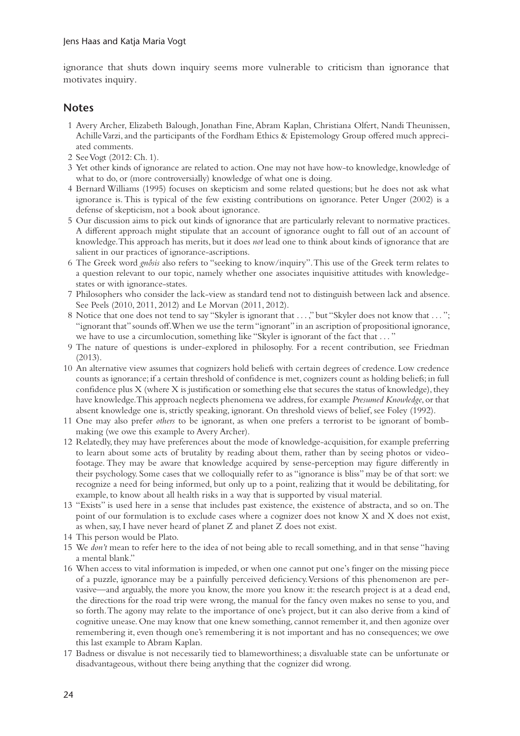ignorance that shuts down inquiry seems more vulnerable to criticism than ignorance that motivates inquiry.

## Notes

1. Avery Archer, Elizabeth Balough, Jonathan Fine, Abram Kaplan, Christiana Olfert, Nandi Theunissen, Achille Varzi, and the participants of the Fordham Ethics & Epistemology Group offered much appreciated comments.
2. See Vogt (2012: Ch. 1).
3. Yet other kinds of ignorance are related to action. One may not have how-to knowledge, knowledge of what to do, or (more controversially) knowledge of what one is doing.
4. Bernard Williams (1995) focuses on skepticism and some related questions; but he does not ask what ignorance is. This is typical of the few existing contributions on ignorance. Peter Unger (2002) is a defense of skepticism, not a book about ignorance.
5. Our discussion aims to pick out kinds of ignorance that are particularly relevant to normative practices. A different approach might stipulate that an account of ignorance ought to fall out of an account of knowledge. This approach has merits, but it does *not* lead one to think about kinds of ignorance that are salient in our practices of ignorance-ascriptions.
6. The Greek word *gnôsis* also refers to "seeking to know/inquiry". This use of the Greek term relates to a question relevant to our topic, namely whether one associates inquisitive attitudes with knowledge-states or with ignorance-states.
7. Philosophers who consider the lack-view as standard tend not to distinguish between lack and absence. See Peels (2010, 2011, 2012) and Le Morvan (2011, 2012).
8. Notice that one does not tend to say "Skyler is ignorant that . . . ," but "Skyler does not know that . . . "; "ignorant that" sounds off. When we use the term "ignorant" in an ascription of propositional ignorance, we have to use a circumlocution, something like "Skyler is ignorant of the fact that . . . "
9. The nature of questions is under-explored in philosophy. For a recent contribution, see Friedman (2013).
10. An alternative view assumes that cognizers hold beliefs with certain degrees of credence. Low credence counts as ignorance; if a certain threshold of confidence is met, cognizers count as holding beliefs; in full confidence plus X (where X is justification or something else that secures the status of knowledge), they have knowledge. This approach neglects phenomena we address, for example *Presumed Knowledge*, or that absent knowledge one is, strictly speaking, ignorant. On threshold views of belief, see Foley (1992).
11. One may also prefer *others* to be ignorant, as when one prefers a terrorist to be ignorant of bomb-making (we owe this example to Avery Archer).
12. Relatedly, they may have preferences about the mode of knowledge-acquisition, for example preferring to learn about some acts of brutality by reading about them, rather than by seeing photos or video-footage. They may be aware that knowledge acquired by sense-perception may figure differently in their psychology. Some cases that we colloquially refer to as "ignorance is bliss" may be of that sort: we recognize a need for being informed, but only up to a point, realizing that it would be debilitating, for example, to know about all health risks in a way that is supported by visual material.
13. "Exists" is used here in a sense that includes past existence, the existence of abstracta, and so on. The point of our formulation is to exclude cases where a cognizer does not know X and X does not exist, as when, say, I have never heard of planet Z and planet Z does not exist.
14. This person would be Plato.
15. We *don't* mean to refer here to the idea of not being able to recall something, and in that sense "having a mental blank."
16. When access to vital information is impeded, or when one cannot put one's finger on the missing piece of a puzzle, ignorance may be a painfully perceived deficiency. Versions of this phenomenon are pervasive—and arguably, the more you know, the more you know it: the research project is at a dead end, the directions for the road trip were wrong, the manual for the fancy oven makes no sense to you, and so forth. The agony may relate to the importance of one's project, but it can also derive from a kind of cognitive unease. One may know that one knew something, cannot remember it, and then agonize over remembering it, even though one's remembering it is not important and has no consequences; we owe this last example to Abram Kaplan.
17. Badness or disvalue is not necessarily tied to blameworthiness; a disvaluable state can be unfortunate or disadvantageous, without there being anything that the cognizer did wrong.